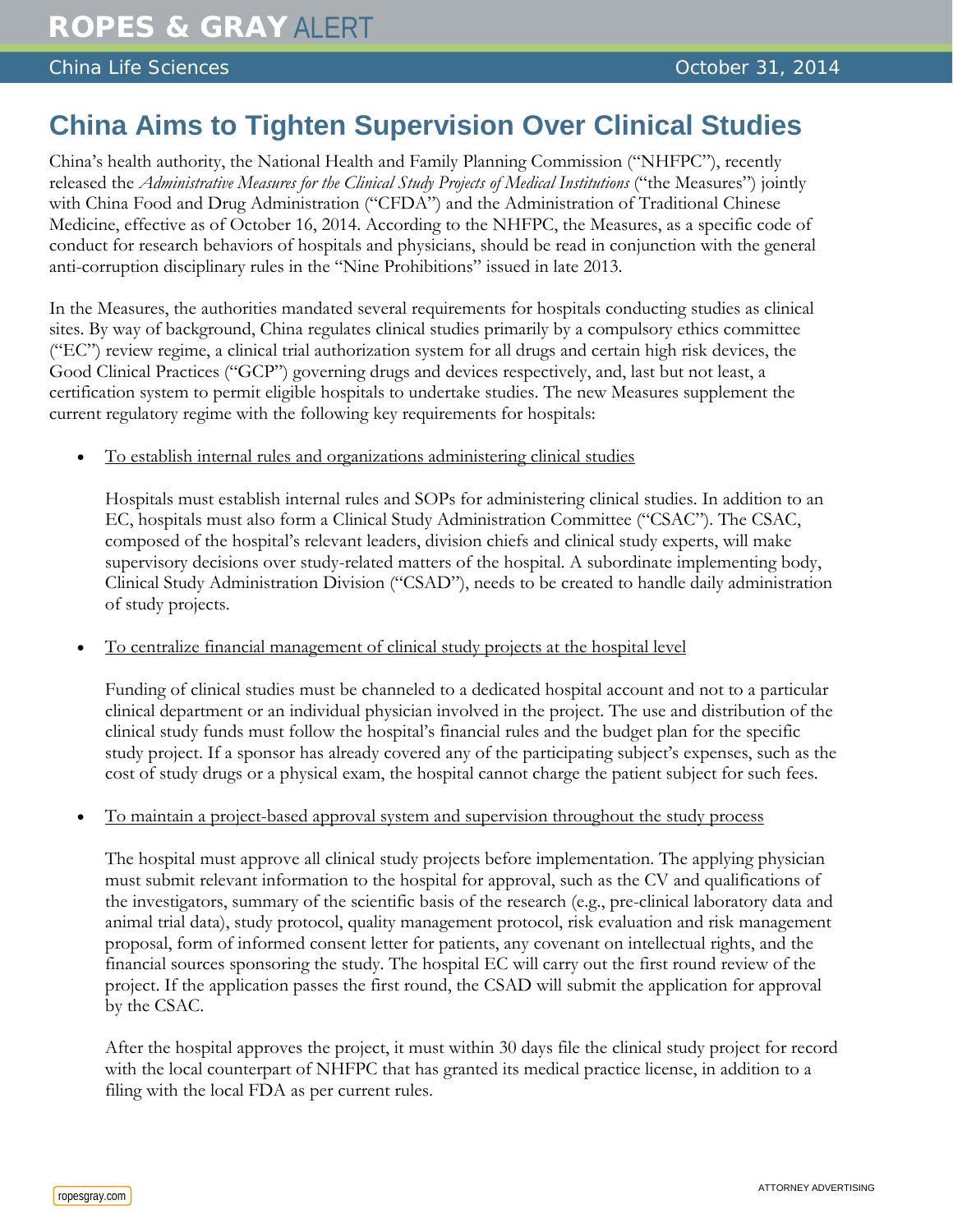# China Aims to Tighten Supervision Over Clinical Studies

China's health authority, the National Health and Family Planning Commission ("NHFPC"), recently released the *Administrative Measures for the Clinical Study Projects of Medical Institutions* ("the Measures") jointly with China Food and Drug Administration ("CFDA") and the Administration of Traditional Chinese Medicine, effective as of October 16, 2014. According to the NHFPC, the Measures, as a specific code of conduct for research behaviors of hospitals and physicians, should be read in conjunction with the general anti-corruption disciplinary rules in the "Nine Prohibitions" issued in late 2013.

In the Measures, the authorities mandated several requirements for hospitals conducting studies as clinical sites. By way of background, China regulates clinical studies primarily by a compulsory ethics committee ("EC") review regime, a clinical trial authorization system for all drugs and certain high risk devices, the Good Clinical Practices ("GCP") governing drugs and devices respectively, and, last but not least, a certification system to permit eligible hospitals to undertake studies. The new Measures supplement the current regulatory regime with the following key requirements for hospitals:

- To establish internal rules and organizations administering clinical studies

  Hospitals must establish internal rules and SOPs for administering clinical studies. In addition to an EC, hospitals must also form a Clinical Study Administration Committee ("CSAC"). The CSAC, composed of the hospital's relevant leaders, division chiefs and clinical study experts, will make supervisory decisions over study-related matters of the hospital. A subordinate implementing body, Clinical Study Administration Division ("CSAD"), needs to be created to handle daily administration of study projects.

- To centralize financial management of clinical study projects at the hospital level

  Funding of clinical studies must be channeled to a dedicated hospital account and not to a particular clinical department or an individual physician involved in the project. The use and distribution of the clinical study funds must follow the hospital's financial rules and the budget plan for the specific study project. If a sponsor has already covered any of the participating subject's expenses, such as the cost of study drugs or a physical exam, the hospital cannot charge the patient subject for such fees.

- To maintain a project-based approval system and supervision throughout the study process

  The hospital must approve all clinical study projects before implementation. The applying physician must submit relevant information to the hospital for approval, such as the CV and qualifications of the investigators, summary of the scientific basis of the research (e.g., pre-clinical laboratory data and animal trial data), study protocol, quality management protocol, risk evaluation and risk management proposal, form of informed consent letter for patients, any covenant on intellectual rights, and the financial sources sponsoring the study. The hospital EC will carry out the first round review of the project. If the application passes the first round, the CSAD will submit the application for approval by the CSAC.

  After the hospital approves the project, it must within 30 days file the clinical study project for record with the local counterpart of NHFPC that has granted its medical practice license, in addition to a filing with the local FDA as per current rules.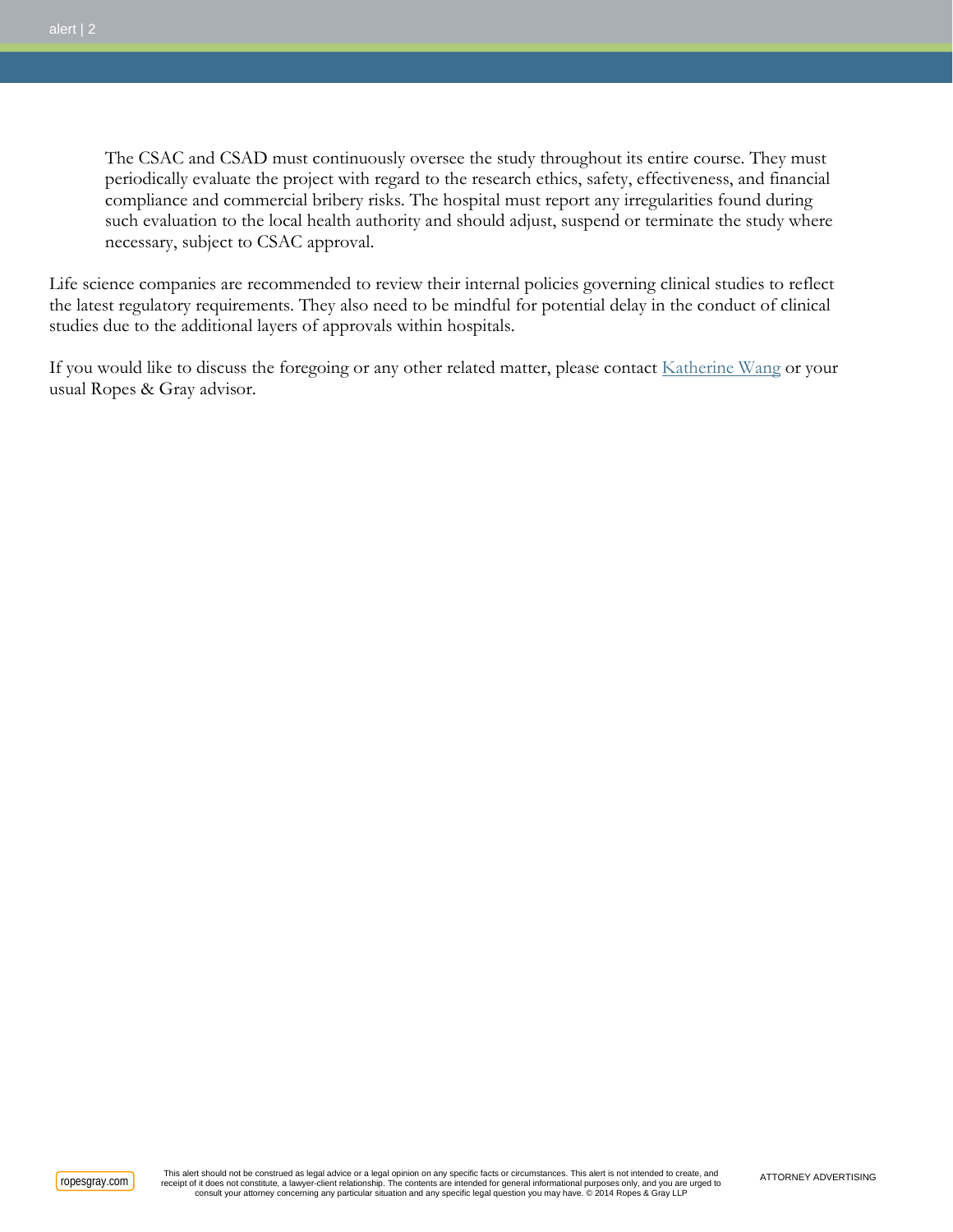> The CSAC and CSAD must continuously oversee the study throughout its entire course. They must periodically evaluate the project with regard to the research ethics, safety, effectiveness, and financial compliance and commercial bribery risks. The hospital must report any irregularities found during such evaluation to the local health authority and should adjust, suspend or terminate the study where necessary, subject to CSAC approval.

Life science companies are recommended to review their internal policies governing clinical studies to reflect the latest regulatory requirements. They also need to be mindful for potential delay in the conduct of clinical studies due to the additional layers of approvals within hospitals.

If you would like to discuss the foregoing or any other related matter, please contact Katherine Wang or your usual Ropes & Gray advisor.

This alert should not be construed as legal advice or a legal opinion on any specific facts or circumstances. This alert is not intended to create, and receipt of it does not constitute, a lawyer-client relationship. The contents are intended for general informational purposes only, and you are urged to consult your attorney concerning any particular situation and any specific legal question you may have. © 2014 Ropes & Gray LLP

ATTORNEY ADVERTISING